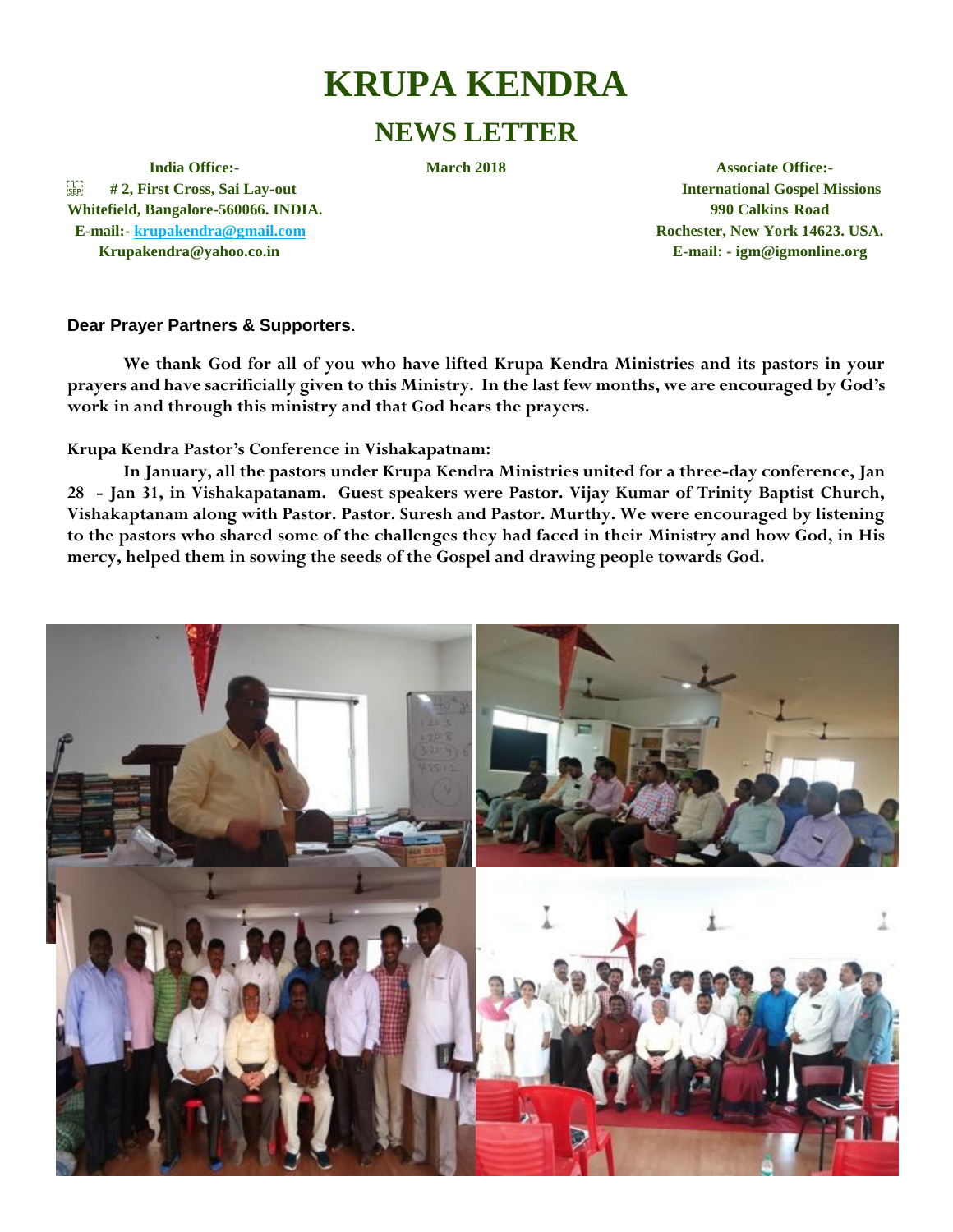# KRUPA KENDRA

## NEWS LETTER

**India Office:-**
**# 2, First Cross, Sai Lay-out**
**Whitefield, Bangalore-560066. INDIA.**
**E-mail:- krupakendra@gmail.com**
**Krupakendra@yahoo.co.in**

**March 2018**

**Associate Office:-**
**International Gospel Missions**
**990 Calkins Road**
**Rochester, New York 14623. USA.**
**E-mail: - igm@igmonline.org**

**Dear Prayer Partners & Supporters.**

**We thank God for all of you who have lifted Krupa Kendra Ministries and its pastors in your prayers and have sacrificially given to this Ministry. In the last few months, we are encouraged by God's work in and through this ministry and that God hears the prayers.**

**Krupa Kendra Pastor's Conference in Vishakapatnam:**

**In January, all the pastors under Krupa Kendra Ministries united for a three-day conference, Jan 28 - Jan 31, in Vishakapatanam. Guest speakers were Pastor. Vijay Kumar of Trinity Baptist Church, Vishakaptanam along with Pastor. Pastor. Suresh and Pastor. Murthy. We were encouraged by listening to the pastors who shared some of the challenges they had faced in their Ministry and how God, in His mercy, helped them in sowing the seeds of the Gospel and drawing people towards God.**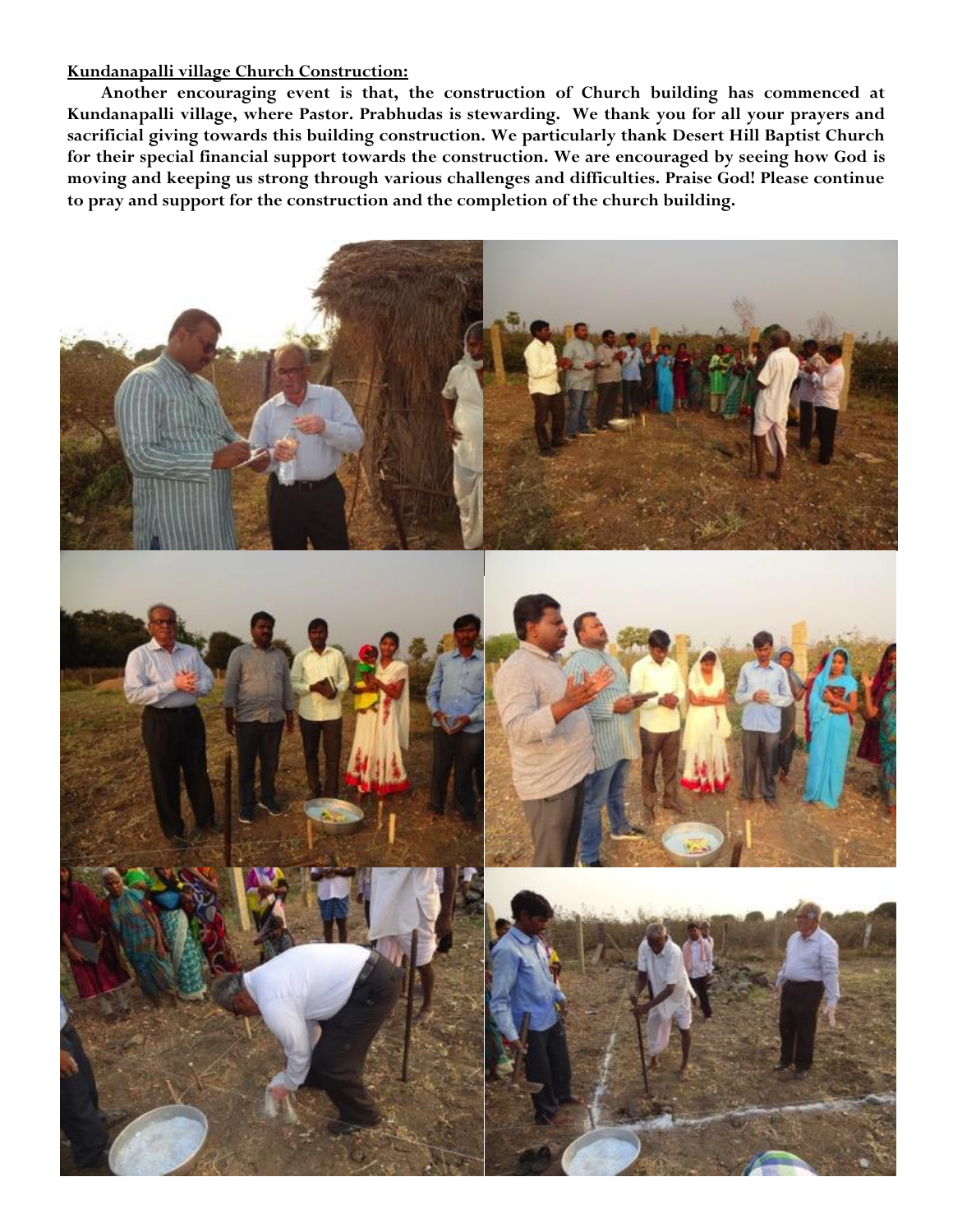**Kundanapalli village Church Construction:**

**Another encouraging event is that, the construction of Church building has commenced at Kundanapalli village, where Pastor. Prabhudas is stewarding. We thank you for all your prayers and sacrificial giving towards this building construction. We particularly thank Desert Hill Baptist Church for their special financial support towards the construction. We are encouraged by seeing how God is moving and keeping us strong through various challenges and difficulties. Praise God! Please continue to pray and support for the construction and the completion of the church building.**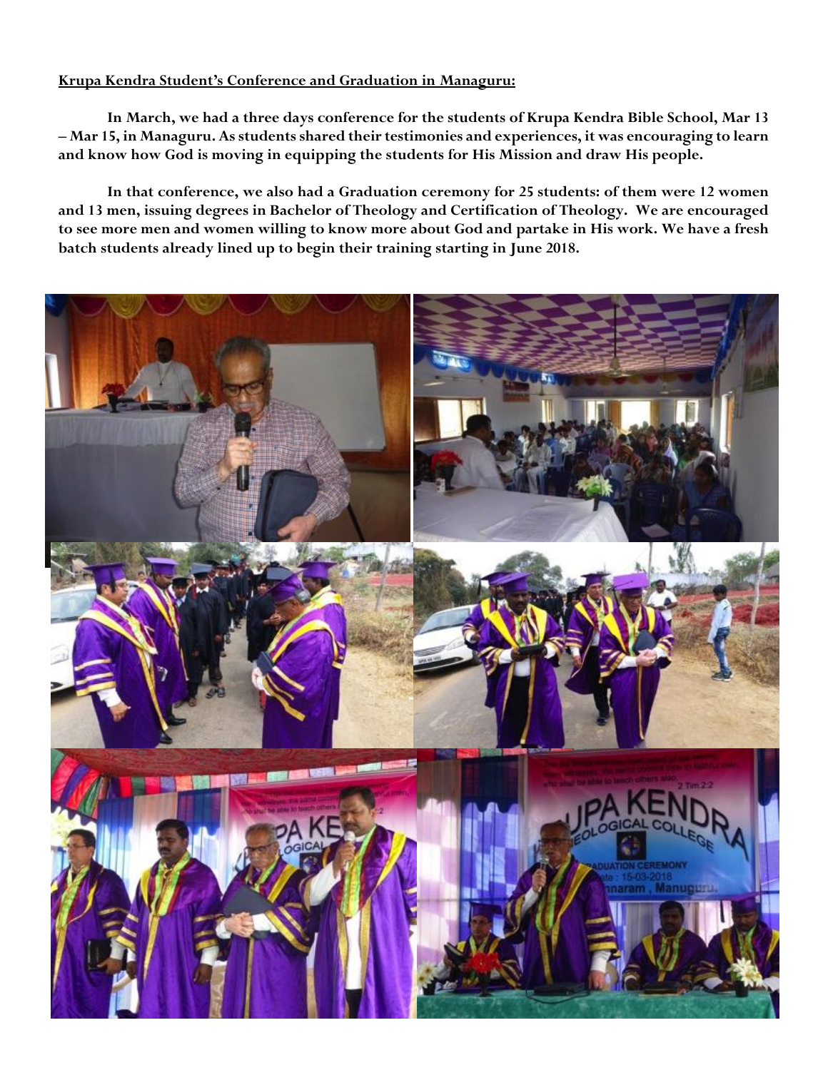**Krupa Kendra Student's Conference and Graduation in Managuru:**

**In March, we had a three days conference for the students of Krupa Kendra Bible School, Mar 13 – Mar 15, in Managuru. As students shared their testimonies and experiences, it was encouraging to learn and know how God is moving in equipping the students for His Mission and draw His people.**

**In that conference, we also had a Graduation ceremony for 25 students: of them were 12 women and 13 men, issuing degrees in Bachelor of Theology and Certification of Theology. We are encouraged to see more men and women willing to know more about God and partake in His work. We have a fresh batch students already lined up to begin their training starting in June 2018.**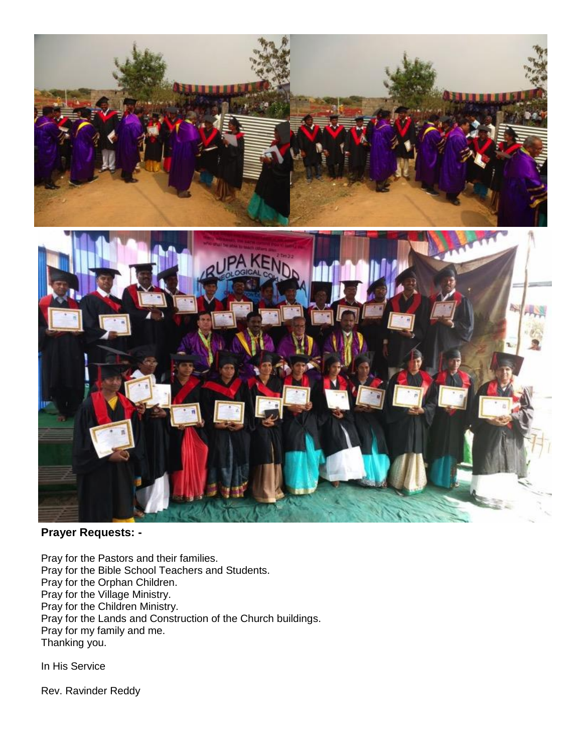**Prayer Requests: -**

Pray for the Pastors and their families.
Pray for the Bible School Teachers and Students.
Pray for the Orphan Children.
Pray for the Village Ministry.
Pray for the Children Ministry.
Pray for the Lands and Construction of the Church buildings.
Pray for my family and me.
Thanking you.

In His Service

Rev. Ravinder Reddy